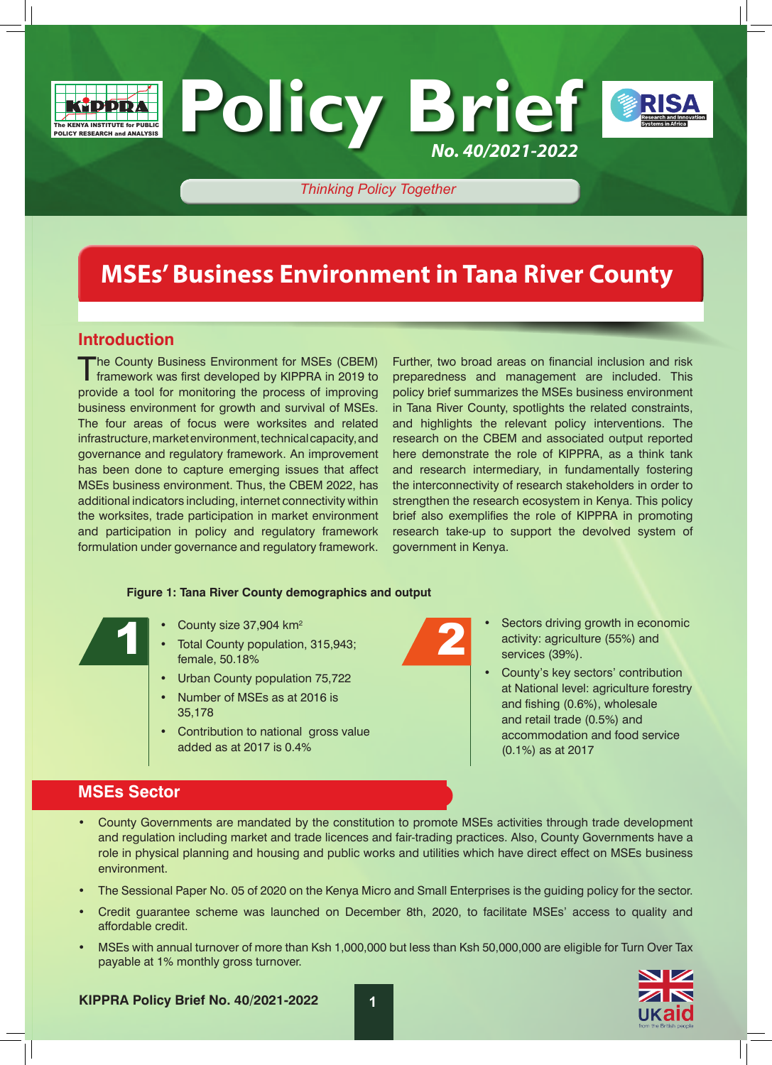# Policy Brief

***No. 40/2021-2022***

*Thinking Policy Together*

# MSEs' Business Environment in Tana River County

## Introduction

The County Business Environment for MSEs (CBEM) framework was first developed by KIPPRA in 2019 to provide a tool for monitoring the process of improving business environment for growth and survival of MSEs. The four areas of focus were worksites and related infrastructure, market environment, technical capacity, and governance and regulatory framework. An improvement has been done to capture emerging issues that affect MSEs business environment. Thus, the CBEM 2022, has additional indicators including, internet connectivity within the worksites, trade participation in market environment and participation in policy and regulatory framework formulation under governance and regulatory framework. Further, two broad areas on financial inclusion and risk preparedness and management are included. This policy brief summarizes the MSEs business environment in Tana River County, spotlights the related constraints, and highlights the relevant policy interventions. The research on the CBEM and associated output reported here demonstrate the role of KIPPRA, as a think tank and research intermediary, in fundamentally fostering the interconnectivity of research stakeholders in order to strengthen the research ecosystem in Kenya. This policy brief also exemplifies the role of KIPPRA in promoting research take-up to support the devolved system of government in Kenya.

**Figure 1: Tana River County demographics and output**

1

- County size 37,904 km$^2$
- Total County population, 315,943; female, 50.18%
- Urban County population 75,722
- Number of MSEs as at 2016 is 35,178
- Contribution to national gross value added as at 2017 is 0.4%

2

- Sectors driving growth in economic activity: agriculture (55%) and services (39%).
- County's key sectors' contribution at National level: agriculture forestry and fishing (0.6%), wholesale and retail trade (0.5%) and accommodation and food service (0.1%) as at 2017

## MSEs Sector

- County Governments are mandated by the constitution to promote MSEs activities through trade development and regulation including market and trade licences and fair-trading practices. Also, County Governments have a role in physical planning and housing and public works and utilities which have direct effect on MSEs business environment.
- The Sessional Paper No. 05 of 2020 on the Kenya Micro and Small Enterprises is the guiding policy for the sector.
- Credit guarantee scheme was launched on December 8th, 2020, to facilitate MSEs' access to quality and affordable credit.
- MSEs with annual turnover of more than Ksh 1,000,000 but less than Ksh 50,000,000 are eligible for Turn Over Tax payable at 1% monthly gross turnover.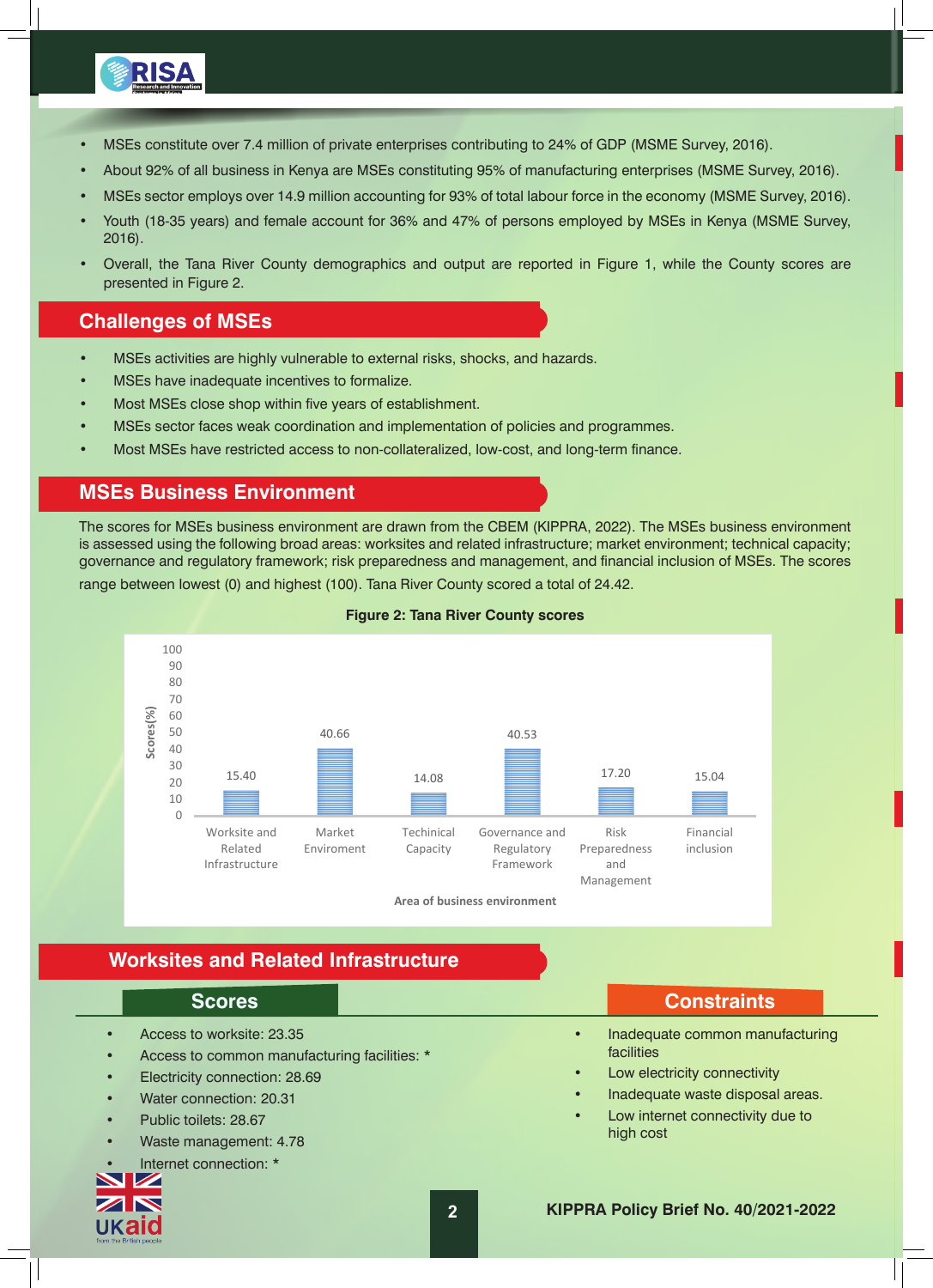- MSEs constitute over 7.4 million of private enterprises contributing to 24% of GDP (MSME Survey, 2016).
- About 92% of all business in Kenya are MSEs constituting 95% of manufacturing enterprises (MSME Survey, 2016).
- MSEs sector employs over 14.9 million accounting for 93% of total labour force in the economy (MSME Survey, 2016).
- Youth (18-35 years) and female account for 36% and 47% of persons employed by MSEs in Kenya (MSME Survey, 2016).
- Overall, the Tana River County demographics and output are reported in Figure 1, while the County scores are presented in Figure 2.

## Challenges of MSEs

- MSEs activities are highly vulnerable to external risks, shocks, and hazards.
- MSEs have inadequate incentives to formalize.
- Most MSEs close shop within five years of establishment.
- MSEs sector faces weak coordination and implementation of policies and programmes.
- Most MSEs have restricted access to non-collateralized, low-cost, and long-term finance.

## MSEs Business Environment

The scores for MSEs business environment are drawn from the CBEM (KIPPRA, 2022). The MSEs business environment is assessed using the following broad areas: worksites and related infrastructure; market environment; technical capacity; governance and regulatory framework; risk preparedness and management, and financial inclusion of MSEs. The scores range between lowest (0) and highest (100). Tana River County scored a total of 24.42.

**Figure 2: Tana River County scores**

Scores(%)
100
90
80
70
60
50
40
30
20
10
0

15.40
40.66
14.08
40.53
17.20
15.04

Worksite and Related Infrastructure
Market Enviroment
Techinical Capacity
Governance and Regulatory Framework
Risk Preparedness and Management
Financial inclusion

Area of business environment

## Worksites and Related Infrastructure

### Scores

- Access to worksite: 23.35
- Access to common manufacturing facilities: *
- Electricity connection: 28.69
- Water connection: 20.31
- Public toilets: 28.67
- Waste management: 4.78
- Internet connection: *

### Constraints

- Inadequate common manufacturing facilities
- Low electricity connectivity
- Inadequate waste disposal areas.
- Low internet connectivity due to high cost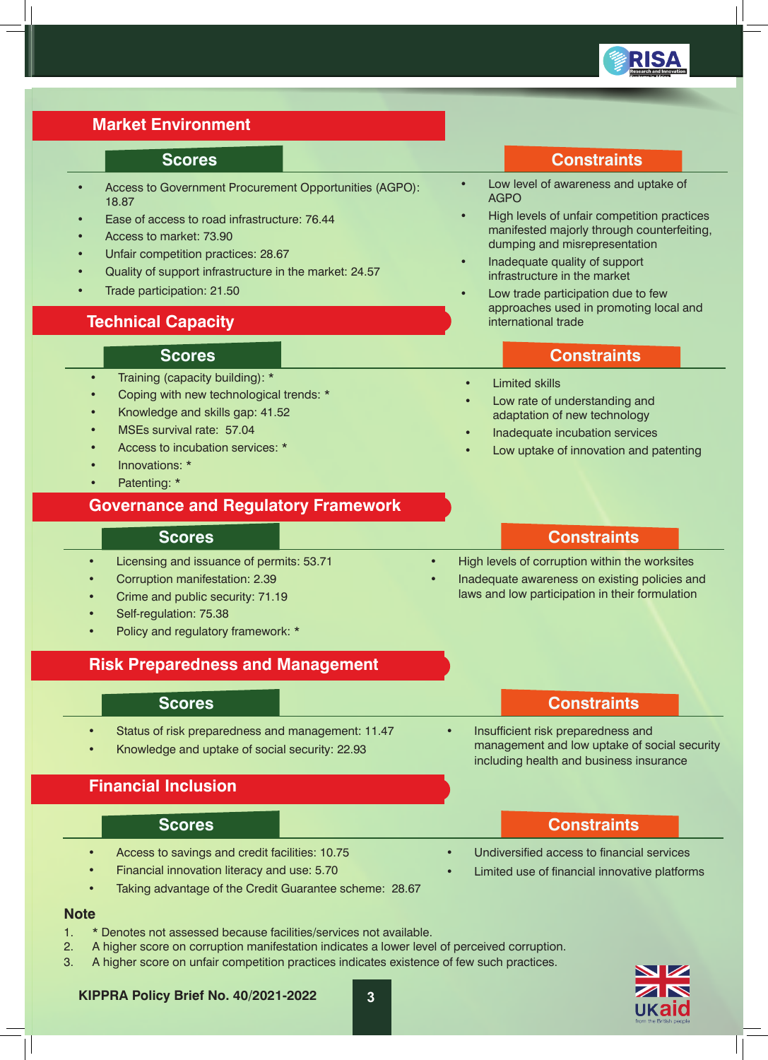## Market Environment

### Scores

- Access to Government Procurement Opportunities (AGPO): 18.87
- Ease of access to road infrastructure: 76.44
- Access to market: 73.90
- Unfair competition practices: 28.67
- Quality of support infrastructure in the market: 24.57
- Trade participation: 21.50

### Constraints

- Low level of awareness and uptake of AGPO
- High levels of unfair competition practices manifested majorly through counterfeiting, dumping and misrepresentation
- Inadequate quality of support infrastructure in the market
- Low trade participation due to few approaches used in promoting local and international trade

## Technical Capacity

### Scores

- Training (capacity building): *
- Coping with new technological trends: *
- Knowledge and skills gap: 41.52
- MSEs survival rate: 57.04
- Access to incubation services: *
- Innovations: *
- Patenting: *

### Constraints

- Limited skills
- Low rate of understanding and adaptation of new technology
- Inadequate incubation services
- Low uptake of innovation and patenting

## Governance and Regulatory Framework

### Scores

- Licensing and issuance of permits: 53.71
- Corruption manifestation: 2.39
- Crime and public security: 71.19
- Self-regulation: 75.38
- Policy and regulatory framework: *

### Constraints

- High levels of corruption within the worksites
- Inadequate awareness on existing policies and laws and low participation in their formulation

## Risk Preparedness and Management

### Scores

- Status of risk preparedness and management: 11.47
- Knowledge and uptake of social security: 22.93

### Constraints

- Insufficient risk preparedness and management and low uptake of social security including health and business insurance

## Financial Inclusion

### Scores

- Access to savings and credit facilities: 10.75
- Financial innovation literacy and use: 5.70
- Taking advantage of the Credit Guarantee scheme: 28.67

### Constraints

- Undiversified access to financial services
- Limited use of financial innovative platforms

**Note**

1. * Denotes not assessed because facilities/services not available.
2. A higher score on corruption manifestation indicates a lower level of perceived corruption.
3. A higher score on unfair competition practices indicates existence of few such practices.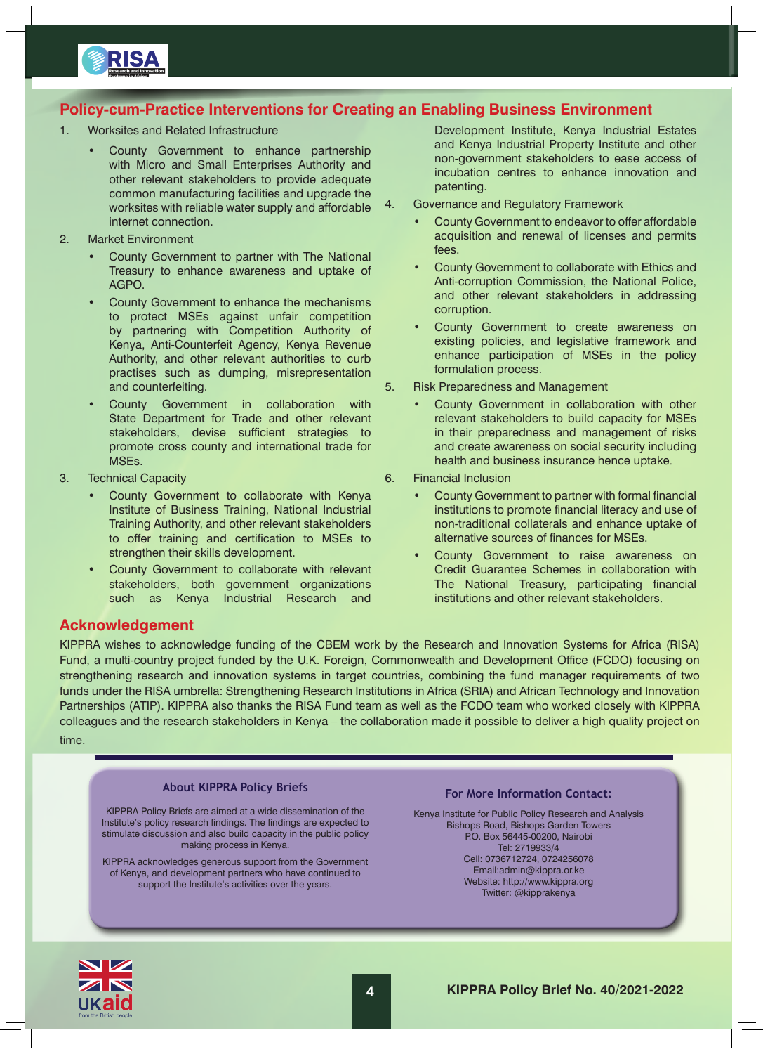## Policy-cum-Practice Interventions for Creating an Enabling Business Environment

1. Worksites and Related Infrastructure
   - County Government to enhance partnership with Micro and Small Enterprises Authority and other relevant stakeholders to provide adequate common manufacturing facilities and upgrade the worksites with reliable water supply and affordable internet connection.
2. Market Environment
   - County Government to partner with The National Treasury to enhance awareness and uptake of AGPO.
   - County Government to enhance the mechanisms to protect MSEs against unfair competition by partnering with Competition Authority of Kenya, Anti-Counterfeit Agency, Kenya Revenue Authority, and other relevant authorities to curb practises such as dumping, misrepresentation and counterfeiting.
   - County Government in collaboration with State Department for Trade and other relevant stakeholders, devise sufficient strategies to promote cross county and international trade for MSEs.
3. Technical Capacity
   - County Government to collaborate with Kenya Institute of Business Training, National Industrial Training Authority, and other relevant stakeholders to offer training and certification to MSEs to strengthen their skills development.
   - County Government to collaborate with relevant stakeholders, both government organizations such as Kenya Industrial Research and Development Institute, Kenya Industrial Estates and Kenya Industrial Property Institute and other non-government stakeholders to ease access of incubation centres to enhance innovation and patenting.
4. Governance and Regulatory Framework
   - County Government to endeavor to offer affordable acquisition and renewal of licenses and permits fees.
   - County Government to collaborate with Ethics and Anti-corruption Commission, the National Police, and other relevant stakeholders in addressing corruption.
   - County Government to create awareness on existing policies, and legislative framework and enhance participation of MSEs in the policy formulation process.
5. Risk Preparedness and Management
   - County Government in collaboration with other relevant stakeholders to build capacity for MSEs in their preparedness and management of risks and create awareness on social security including health and business insurance hence uptake.
6. Financial Inclusion
   - County Government to partner with formal financial institutions to promote financial literacy and use of non-traditional collaterals and enhance uptake of alternative sources of finances for MSEs.
   - County Government to raise awareness on Credit Guarantee Schemes in collaboration with The National Treasury, participating financial institutions and other relevant stakeholders.

## Acknowledgement

KIPPRA wishes to acknowledge funding of the CBEM work by the Research and Innovation Systems for Africa (RISA) Fund, a multi-country project funded by the U.K. Foreign, Commonwealth and Development Office (FCDO) focusing on strengthening research and innovation systems in target countries, combining the fund manager requirements of two funds under the RISA umbrella: Strengthening Research Institutions in Africa (SRIA) and African Technology and Innovation Partnerships (ATIP). KIPPRA also thanks the RISA Fund team as well as the FCDO team who worked closely with KIPPRA colleagues and the research stakeholders in Kenya – the collaboration made it possible to deliver a high quality project on time.

### About KIPPRA Policy Briefs

KIPPRA Policy Briefs are aimed at a wide dissemination of the Institute's policy research findings. The findings are expected to stimulate discussion and also build capacity in the public policy making process in Kenya.

KIPPRA acknowledges generous support from the Government of Kenya, and development partners who have continued to support the Institute's activities over the years.

### For More Information Contact:

Kenya Institute for Public Policy Research and Analysis
Bishops Road, Bishops Garden Towers
P.O. Box 56445-00200, Nairobi
Tel: 2719933/4
Cell: 0736712724, 0724256078
Email:admin@kippra.or.ke
Website: http://www.kippra.org
Twitter: @kipprakenya

KIPPRA Policy Brief No. 40/2021-2022